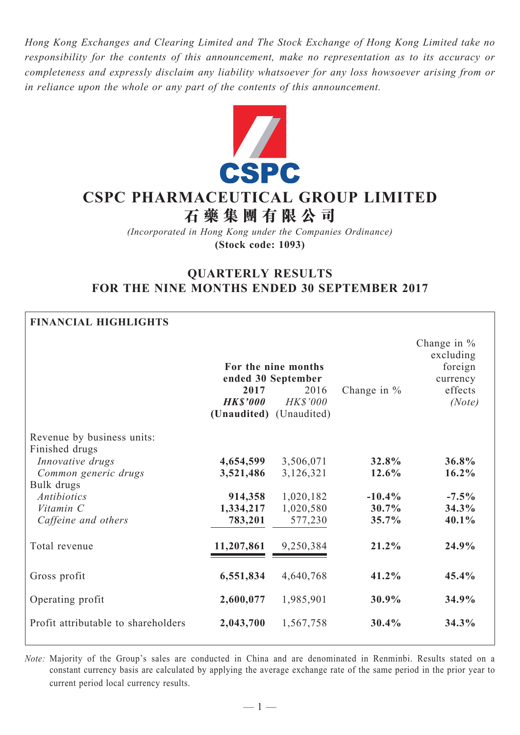*Hong Kong Exchanges and Clearing Limited and The Stock Exchange of Hong Kong Limited take no responsibility for the contents of this announcement, make no representation as to its accuracy or completeness and expressly disclaim any liability whatsoever for any loss howsoever arising from or in reliance upon the whole or any part of the contents of this announcement.*

# CSPC PHARMACEUTICAL GROUP LIMITED
# 石藥集團有限公司

*(Incorporated in Hong Kong under the Companies Ordinance)*
**(Stock code: 1093)**

## QUARTERLY RESULTS FOR THE NINE MONTHS ENDED 30 SEPTEMBER 2017

**FINANCIAL HIGHLIGHTS**

| | For the nine months ended 30 September | | Change in % | Change in % excluding foreign currency effects *(Note)* |
|---|---|---|---|---|
| | **2017** | 2016 | | |
| | ***HK$'000*** | *HK$'000* | | |
| | **(Unaudited)** | (Unaudited) | | |
| Revenue by business units: | | | | |
| Finished drugs | | | | |
| *Innovative drugs* | **4,654,599** | 3,506,071 | **32.8%** | **36.8%** |
| *Common generic drugs* | **3,521,486** | 3,126,321 | **12.6%** | **16.2%** |
| Bulk drugs | | | | |
| *Antibiotics* | **914,358** | 1,020,182 | **-10.4%** | **-7.5%** |
| *Vitamin C* | **1,334,217** | 1,020,580 | **30.7%** | **34.3%** |
| *Caffeine and others* | **783,201** | 577,230 | **35.7%** | **40.1%** |
| Total revenue | **11,207,861** | 9,250,384 | **21.2%** | **24.9%** |
| Gross profit | **6,551,834** | 4,640,768 | **41.2%** | **45.4%** |
| Operating profit | **2,600,077** | 1,985,901 | **30.9%** | **34.9%** |
| Profit attributable to shareholders | **2,043,700** | 1,567,758 | **30.4%** | **34.3%** |

*Note:* Majority of the Group's sales are conducted in China and are denominated in Renminbi. Results stated on a constant currency basis are calculated by applying the average exchange rate of the same period in the prior year to current period local currency results.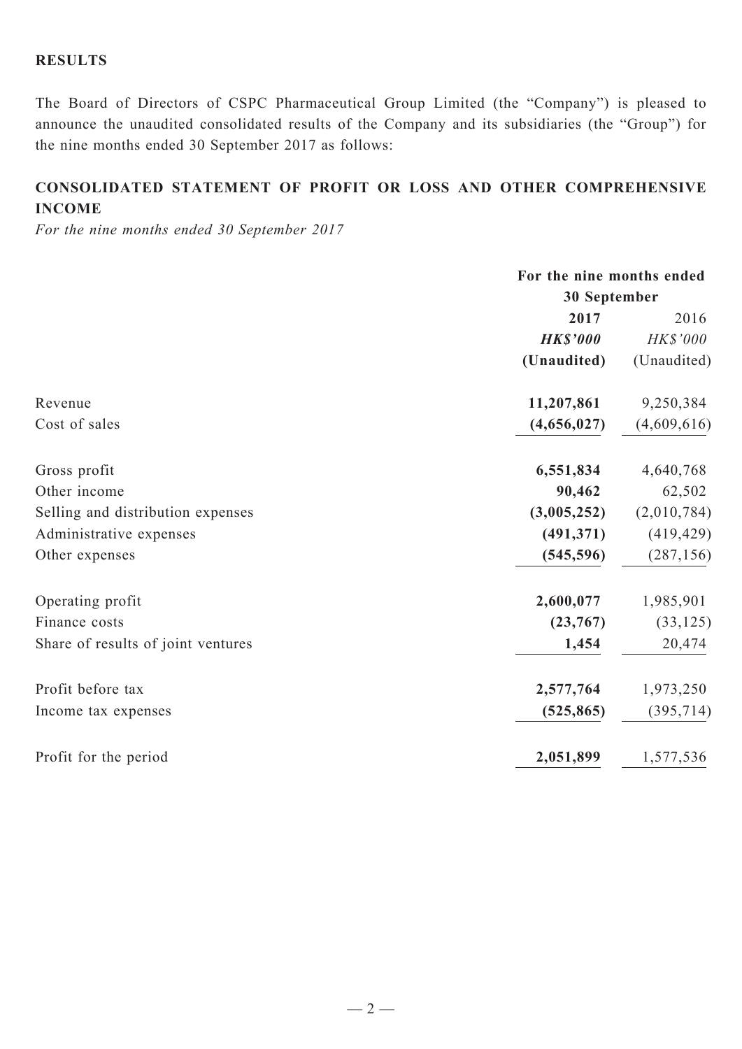## RESULTS

The Board of Directors of CSPC Pharmaceutical Group Limited (the "Company") is pleased to announce the unaudited consolidated results of the Company and its subsidiaries (the "Group") for the nine months ended 30 September 2017 as follows:

## CONSOLIDATED STATEMENT OF PROFIT OR LOSS AND OTHER COMPREHENSIVE INCOME

*For the nine months ended 30 September 2017*

| | For the nine months ended 30 September | |
|---|---|---|
| | **2017** | 2016 |
| | ***HK$'000*** | *HK$'000* |
| | **(Unaudited)** | (Unaudited) |
| Revenue | **11,207,861** | 9,250,384 |
| Cost of sales | **(4,656,027)** | (4,609,616) |
| Gross profit | **6,551,834** | 4,640,768 |
| Other income | **90,462** | 62,502 |
| Selling and distribution expenses | **(3,005,252)** | (2,010,784) |
| Administrative expenses | **(491,371)** | (419,429) |
| Other expenses | **(545,596)** | (287,156) |
| Operating profit | **2,600,077** | 1,985,901 |
| Finance costs | **(23,767)** | (33,125) |
| Share of results of joint ventures | **1,454** | 20,474 |
| Profit before tax | **2,577,764** | 1,973,250 |
| Income tax expenses | **(525,865)** | (395,714) |
| Profit for the period | **2,051,899** | 1,577,536 |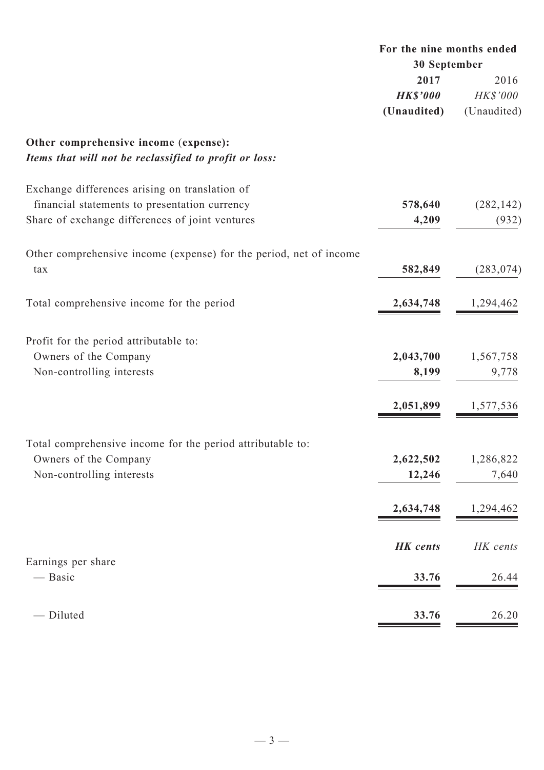| | For the nine months ended 30 September | |
|---|---|---|
| | **2017** | 2016 |
| | ***HK$'000*** | *HK$'000* |
| | **(Unaudited)** | (Unaudited) |
| **Other comprehensive income (expense):** | | |
| ***Items that will not be reclassified to profit or loss:*** | | |
| Exchange differences arising on translation of financial statements to presentation currency | **578,640** | (282,142) |
| Share of exchange differences of joint ventures | **4,209** | (932) |
| Other comprehensive income (expense) for the period, net of income tax | **582,849** | (283,074) |
| Total comprehensive income for the period | **2,634,748** | 1,294,462 |
| Profit for the period attributable to: | | |
| Owners of the Company | **2,043,700** | 1,567,758 |
| Non-controlling interests | **8,199** | 9,778 |
| | **2,051,899** | 1,577,536 |
| Total comprehensive income for the period attributable to: | | |
| Owners of the Company | **2,622,502** | 1,286,822 |
| Non-controlling interests | **12,246** | 7,640 |
| | **2,634,748** | 1,294,462 |
| | ***HK cents*** | *HK cents* |
| Earnings per share | | |
| — Basic | **33.76** | 26.44 |
| — Diluted | **33.76** | 26.20 |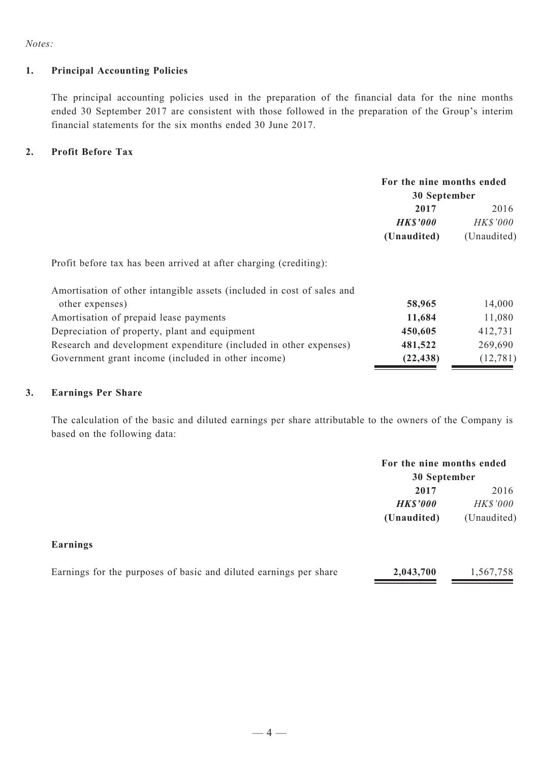*Notes:*

## 1. Principal Accounting Policies

The principal accounting policies used in the preparation of the financial data for the nine months ended 30 September 2017 are consistent with those followed in the preparation of the Group's interim financial statements for the six months ended 30 June 2017.

## 2. Profit Before Tax

| | For the nine months ended 30 September | |
|---|---|---|
| | **2017** | 2016 |
| | ***HK$'000*** | *HK$'000* |
| | **(Unaudited)** | (Unaudited) |
| Profit before tax has been arrived at after charging (crediting): | | |
| Amortisation of other intangible assets (included in cost of sales and other expenses) | **58,965** | 14,000 |
| Amortisation of prepaid lease payments | **11,684** | 11,080 |
| Depreciation of property, plant and equipment | **450,605** | 412,731 |
| Research and development expenditure (included in other expenses) | **481,522** | 269,690 |
| Government grant income (included in other income) | **(22,438)** | (12,781) |

## 3. Earnings Per Share

The calculation of the basic and diluted earnings per share attributable to the owners of the Company is based on the following data:

| | For the nine months ended 30 September | |
|---|---|---|
| | **2017** | 2016 |
| | ***HK$'000*** | *HK$'000* |
| | **(Unaudited)** | (Unaudited) |
| **Earnings** | | |
| Earnings for the purposes of basic and diluted earnings per share | **2,043,700** | 1,567,758 |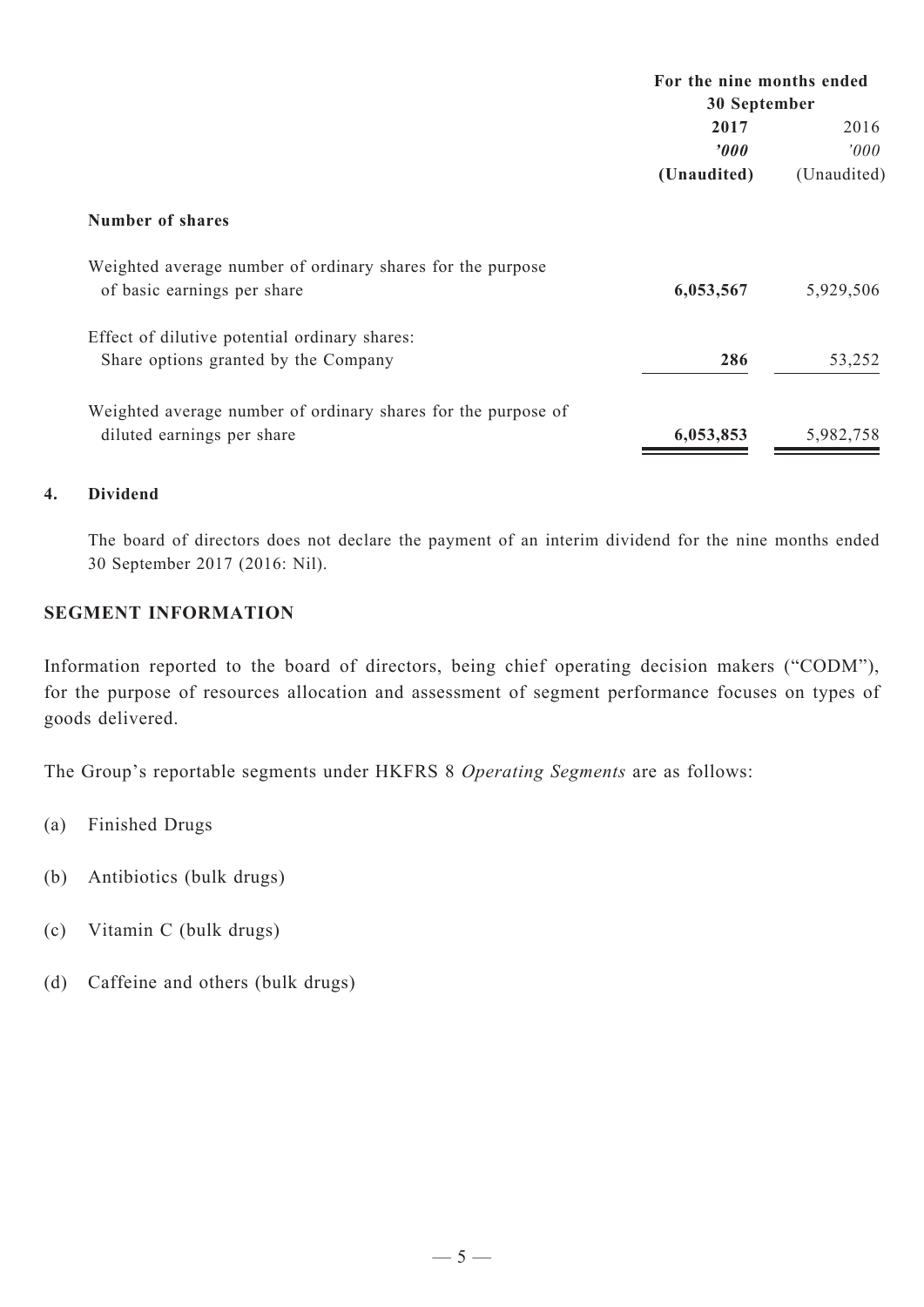| | For the nine months ended 30 September | |
|---|---|---|
| | **2017** | 2016 |
| | ***'000*** | *'000* |
| | **(Unaudited)** | (Unaudited) |
| **Number of shares** | | |
| Weighted average number of ordinary shares for the purpose of basic earnings per share | **6,053,567** | 5,929,506 |
| Effect of dilutive potential ordinary shares: Share options granted by the Company | **286** | 53,252 |
| Weighted average number of ordinary shares for the purpose of diluted earnings per share | **6,053,853** | 5,982,758 |

**4. Dividend**

The board of directors does not declare the payment of an interim dividend for the nine months ended 30 September 2017 (2016: Nil).

## SEGMENT INFORMATION

Information reported to the board of directors, being chief operating decision makers ("CODM"), for the purpose of resources allocation and assessment of segment performance focuses on types of goods delivered.

The Group's reportable segments under HKFRS 8 *Operating Segments* are as follows:

(a) Finished Drugs

(b) Antibiotics (bulk drugs)

(c) Vitamin C (bulk drugs)

(d) Caffeine and others (bulk drugs)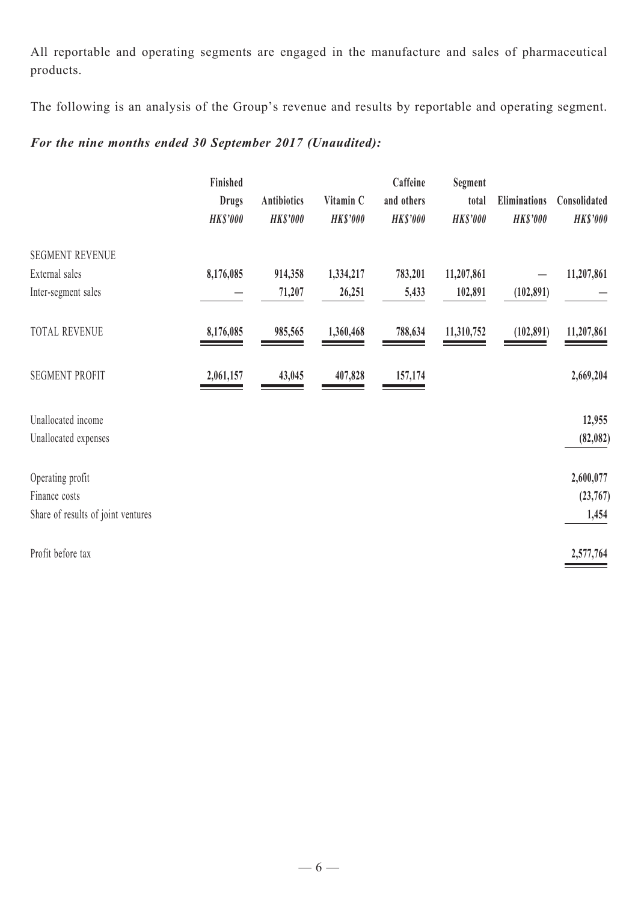All reportable and operating segments are engaged in the manufacture and sales of pharmaceutical products.

The following is an analysis of the Group's revenue and results by reportable and operating segment.

***For the nine months ended 30 September 2017 (Unaudited):***

| | Finished Drugs *HK$'000* | Antibiotics *HK$'000* | Vitamin C *HK$'000* | Caffeine and others *HK$'000* | Segment total *HK$'000* | Eliminations *HK$'000* | Consolidated *HK$'000* |
|---|---|---|---|---|---|---|---|
| SEGMENT REVENUE | | | | | | | |
| External sales | **8,176,085** | **914,358** | **1,334,217** | **783,201** | **11,207,861** | **—** | **11,207,861** |
| Inter-segment sales | **—** | **71,207** | **26,251** | **5,433** | **102,891** | **(102,891)** | **—** |
| TOTAL REVENUE | **8,176,085** | **985,565** | **1,360,468** | **788,634** | **11,310,752** | **(102,891)** | **11,207,861** |
| SEGMENT PROFIT | **2,061,157** | **43,045** | **407,828** | **157,174** | | | **2,669,204** |
| Unallocated income | | | | | | | **12,955** |
| Unallocated expenses | | | | | | | **(82,082)** |
| Operating profit | | | | | | | **2,600,077** |
| Finance costs | | | | | | | **(23,767)** |
| Share of results of joint ventures | | | | | | | **1,454** |
| Profit before tax | | | | | | | **2,577,764** |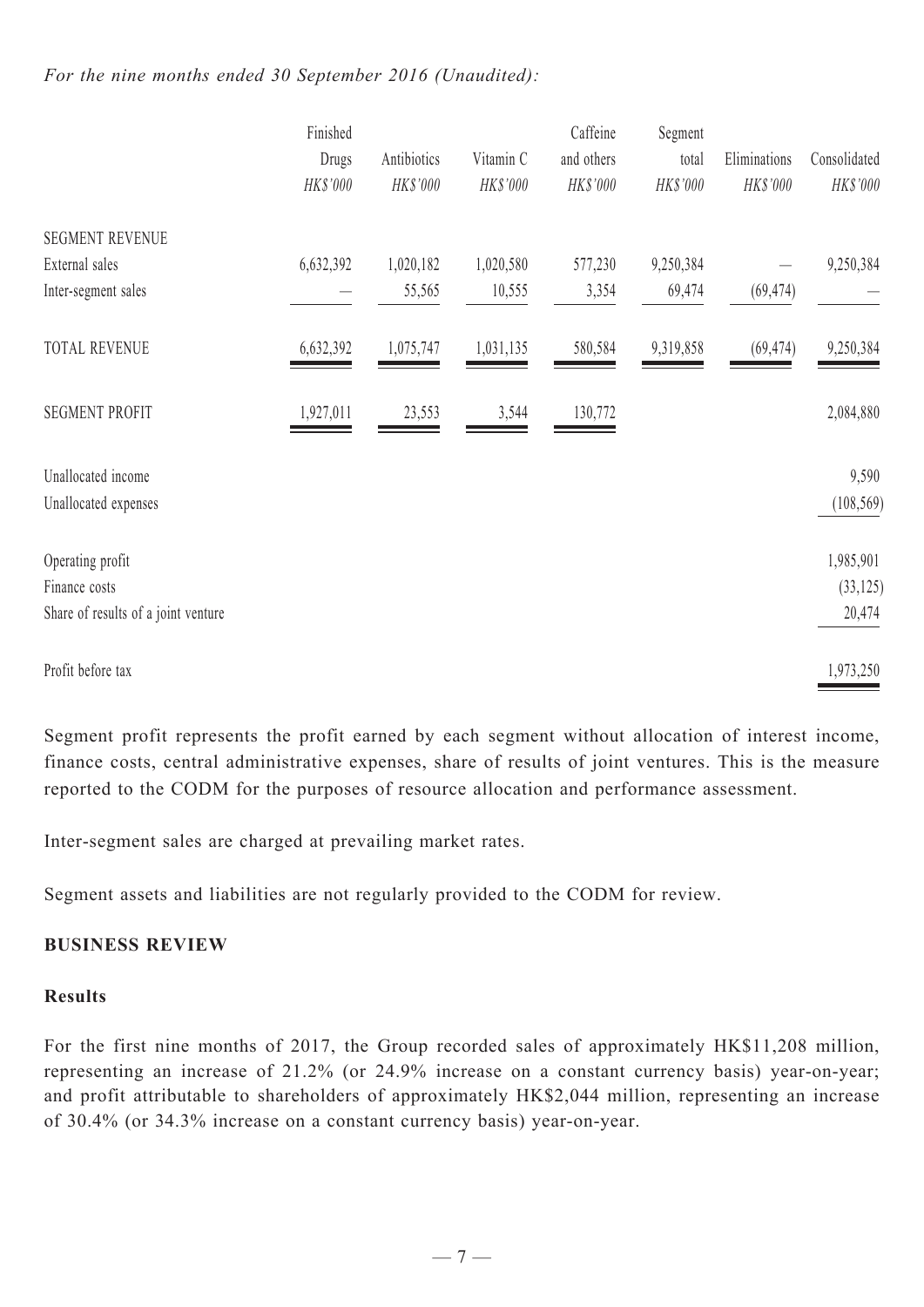*For the nine months ended 30 September 2016 (Unaudited):*

| | Finished Drugs *HK$'000* | Antibiotics *HK$'000* | Vitamin C *HK$'000* | Caffeine and others *HK$'000* | Segment total *HK$'000* | Eliminations *HK$'000* | Consolidated *HK$'000* |
|---|---|---|---|---|---|---|---|
| SEGMENT REVENUE | | | | | | | |
| External sales | 6,632,392 | 1,020,182 | 1,020,580 | 577,230 | 9,250,384 | — | 9,250,384 |
| Inter-segment sales | — | 55,565 | 10,555 | 3,354 | 69,474 | (69,474) | — |
| TOTAL REVENUE | 6,632,392 | 1,075,747 | 1,031,135 | 580,584 | 9,319,858 | (69,474) | 9,250,384 |
| SEGMENT PROFIT | 1,927,011 | 23,553 | 3,544 | 130,772 | | | 2,084,880 |
| Unallocated income | | | | | | | 9,590 |
| Unallocated expenses | | | | | | | (108,569) |
| Operating profit | | | | | | | 1,985,901 |
| Finance costs | | | | | | | (33,125) |
| Share of results of a joint venture | | | | | | | 20,474 |
| Profit before tax | | | | | | | 1,973,250 |

Segment profit represents the profit earned by each segment without allocation of interest income, finance costs, central administrative expenses, share of results of joint ventures. This is the measure reported to the CODM for the purposes of resource allocation and performance assessment.

Inter-segment sales are charged at prevailing market rates.

Segment assets and liabilities are not regularly provided to the CODM for review.

## BUSINESS REVIEW

### Results

For the first nine months of 2017, the Group recorded sales of approximately HK$11,208 million, representing an increase of 21.2% (or 24.9% increase on a constant currency basis) year-on-year; and profit attributable to shareholders of approximately HK$2,044 million, representing an increase of 30.4% (or 34.3% increase on a constant currency basis) year-on-year.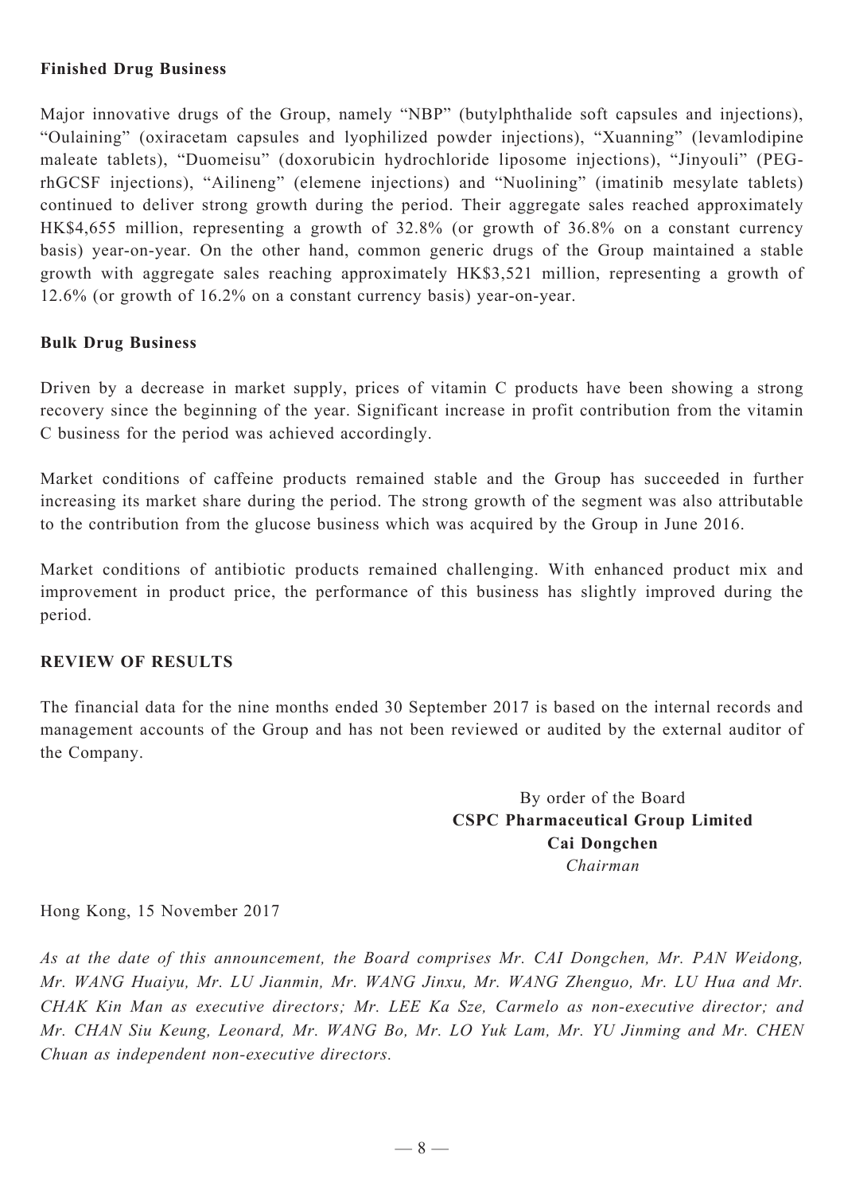**Finished Drug Business**

Major innovative drugs of the Group, namely "NBP" (butylphthalide soft capsules and injections), "Oulaining" (oxiracetam capsules and lyophilized powder injections), "Xuanning" (levamlodipine maleate tablets), "Duomeisu" (doxorubicin hydrochloride liposome injections), "Jinyouli" (PEG-rhGCSF injections), "Ailineng" (elemene injections) and "Nuolining" (imatinib mesylate tablets) continued to deliver strong growth during the period. Their aggregate sales reached approximately HK$4,655 million, representing a growth of 32.8% (or growth of 36.8% on a constant currency basis) year-on-year. On the other hand, common generic drugs of the Group maintained a stable growth with aggregate sales reaching approximately HK$3,521 million, representing a growth of 12.6% (or growth of 16.2% on a constant currency basis) year-on-year.

**Bulk Drug Business**

Driven by a decrease in market supply, prices of vitamin C products have been showing a strong recovery since the beginning of the year. Significant increase in profit contribution from the vitamin C business for the period was achieved accordingly.

Market conditions of caffeine products remained stable and the Group has succeeded in further increasing its market share during the period. The strong growth of the segment was also attributable to the contribution from the glucose business which was acquired by the Group in June 2016.

Market conditions of antibiotic products remained challenging. With enhanced product mix and improvement in product price, the performance of this business has slightly improved during the period.

**REVIEW OF RESULTS**

The financial data for the nine months ended 30 September 2017 is based on the internal records and management accounts of the Group and has not been reviewed or audited by the external auditor of the Company.

By order of the Board
**CSPC Pharmaceutical Group Limited**
**Cai Dongchen**
*Chairman*

Hong Kong, 15 November 2017

*As at the date of this announcement, the Board comprises Mr. CAI Dongchen, Mr. PAN Weidong, Mr. WANG Huaiyu, Mr. LU Jianmin, Mr. WANG Jinxu, Mr. WANG Zhenguo, Mr. LU Hua and Mr. CHAK Kin Man as executive directors; Mr. LEE Ka Sze, Carmelo as non-executive director; and Mr. CHAN Siu Keung, Leonard, Mr. WANG Bo, Mr. LO Yuk Lam, Mr. YU Jinming and Mr. CHEN Chuan as independent non-executive directors.*